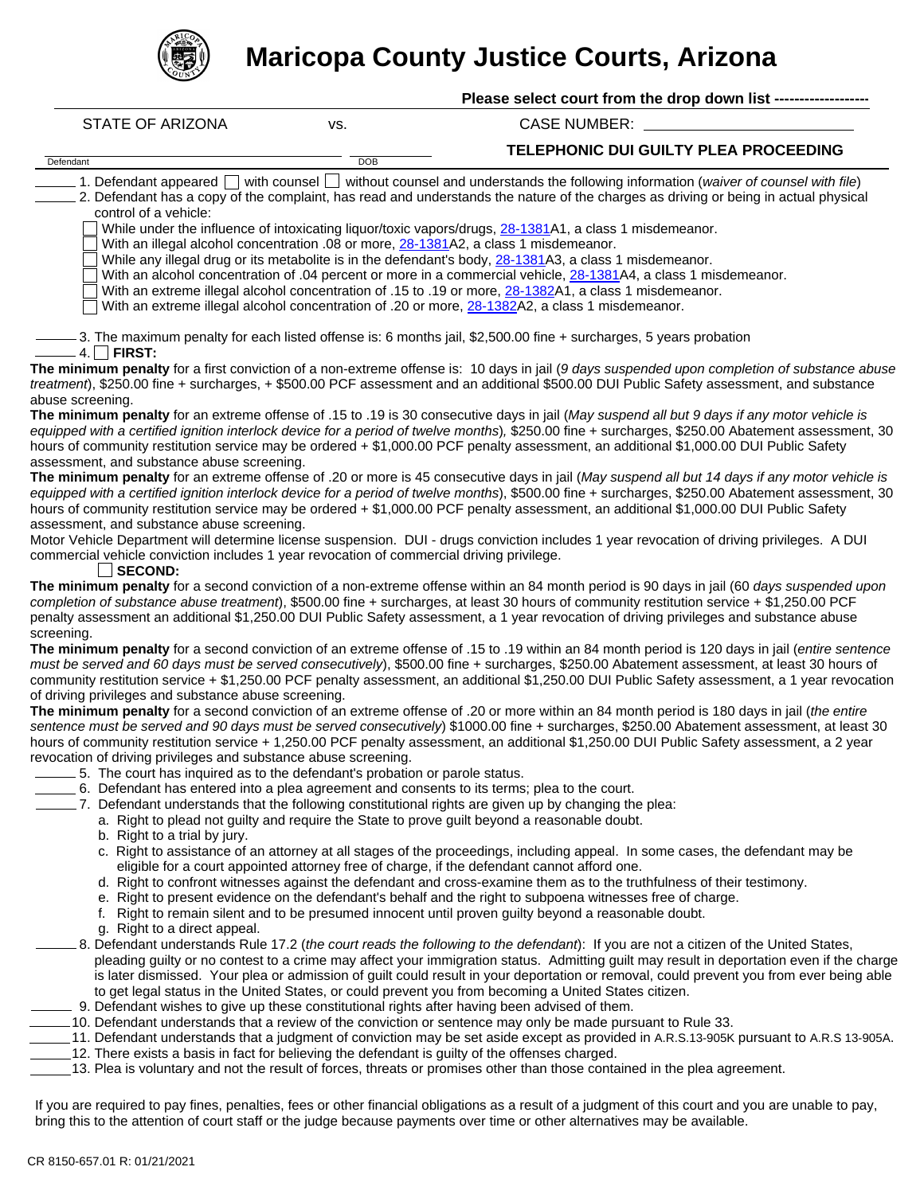# Maricopa County Justice Courts, Arizona

**Please select court from the drop down list -------------------**

STATE OF ARIZONA vs. CASE NUMBER: ____________________

Defendant ____________________ DOB ________

**TELEPHONIC DUI GUILTY PLEA PROCEEDING**

_____ 1. Defendant appeared ☐ with counsel ☐ without counsel and understands the following information (*waiver of counsel with file*)

_____ 2. Defendant has a copy of the complaint, has read and understands the nature of the charges as driving or being in actual physical control of a vehicle:

- ☐ While under the influence of intoxicating liquor/toxic vapors/drugs, 28-1381A1, a class 1 misdemeanor.
- ☐ With an illegal alcohol concentration .08 or more, 28-1381A2, a class 1 misdemeanor.
- ☐ While any illegal drug or its metabolite is in the defendant's body, 28-1381A3, a class 1 misdemeanor.
- ☐ With an alcohol concentration of .04 percent or more in a commercial vehicle, 28-1381A4, a class 1 misdemeanor.
- ☐ With an extreme illegal alcohol concentration of .15 to .19 or more, 28-1382A1, a class 1 misdemeanor.
- ☐ With an extreme illegal alcohol concentration of .20 or more, 28-1382A2, a class 1 misdemeanor.

_____ 3. The maximum penalty for each listed offense is: 6 months jail, $2,500.00 fine + surcharges, 5 years probation

_____ 4. ☐ **FIRST:**

**The minimum penalty** for a first conviction of a non-extreme offense is: 10 days in jail (*9 days suspended upon completion of substance abuse treatment*), $250.00 fine + surcharges, + $500.00 PCF assessment and an additional $500.00 DUI Public Safety assessment, and substance abuse screening.

**The minimum penalty** for an extreme offense of .15 to .19 is 30 consecutive days in jail (*May suspend all but 9 days if any motor vehicle is equipped with a certified ignition interlock device for a period of twelve months*), $250.00 fine + surcharges, $250.00 Abatement assessment, 30 hours of community restitution service may be ordered + $1,000.00 PCF penalty assessment, an additional $1,000.00 DUI Public Safety assessment, and substance abuse screening.

**The minimum penalty** for an extreme offense of .20 or more is 45 consecutive days in jail (*May suspend all but 14 days if any motor vehicle is equipped with a certified ignition interlock device for a period of twelve months*), $500.00 fine + surcharges, $250.00 Abatement assessment, 30 hours of community restitution service may be ordered + $1,000.00 PCF penalty assessment, an additional $1,000.00 DUI Public Safety assessment, and substance abuse screening.

Motor Vehicle Department will determine license suspension. DUI - drugs conviction includes 1 year revocation of driving privileges. A DUI commercial vehicle conviction includes 1 year revocation of commercial driving privilege.

☐ **SECOND:**

**The minimum penalty** for a second conviction of a non-extreme offense within an 84 month period is 90 days in jail (60 *days suspended upon completion of substance abuse treatment*), $500.00 fine + surcharges, at least 30 hours of community restitution service + $1,250.00 PCF penalty assessment an additional $1,250.00 DUI Public Safety assessment, a 1 year revocation of driving privileges and substance abuse screening.

**The minimum penalty** for a second conviction of an extreme offense of .15 to .19 within an 84 month period is 120 days in jail (*entire sentence must be served and 60 days must be served consecutively*), $500.00 fine + surcharges, $250.00 Abatement assessment, at least 30 hours of community restitution service + $1,250.00 PCF penalty assessment, an additional $1,250.00 DUI Public Safety assessment, a 1 year revocation of driving privileges and substance abuse screening.

**The minimum penalty** for a second conviction of an extreme offense of .20 or more within an 84 month period is 180 days in jail (*the entire sentence must be served and 90 days must be served consecutively*) $1000.00 fine + surcharges, $250.00 Abatement assessment, at least 30 hours of community restitution service + 1,250.00 PCF penalty assessment, an additional $1,250.00 DUI Public Safety assessment, a 2 year revocation of driving privileges and substance abuse screening.

_____ 5. The court has inquired as to the defendant's probation or parole status.

_____ 6. Defendant has entered into a plea agreement and consents to its terms; plea to the court.

_____ 7. Defendant understands that the following constitutional rights are given up by changing the plea:

- a. Right to plead not guilty and require the State to prove guilt beyond a reasonable doubt.
- b. Right to a trial by jury.
- c. Right to assistance of an attorney at all stages of the proceedings, including appeal. In some cases, the defendant may be eligible for a court appointed attorney free of charge, if the defendant cannot afford one.
- d. Right to confront witnesses against the defendant and cross-examine them as to the truthfulness of their testimony.
- e. Right to present evidence on the defendant's behalf and the right to subpoena witnesses free of charge.
- f. Right to remain silent and to be presumed innocent until proven guilty beyond a reasonable doubt.
- g. Right to a direct appeal.

_____ 8. Defendant understands Rule 17.2 (*the court reads the following to the defendant*): If you are not a citizen of the United States, pleading guilty or no contest to a crime may affect your immigration status. Admitting guilt may result in deportation even if the charge is later dismissed. Your plea or admission of guilt could result in your deportation or removal, could prevent you from ever being able to get legal status in the United States, or could prevent you from becoming a United States citizen.

_____ 9. Defendant wishes to give up these constitutional rights after having been advised of them.

_____ 10. Defendant understands that a review of the conviction or sentence may only be made pursuant to Rule 33.

_____ 11. Defendant understands that a judgment of conviction may be set aside except as provided in A.R.S.13-905K pursuant to A.R.S 13-905A.

_____ 12. There exists a basis in fact for believing the defendant is guilty of the offenses charged.

_____ 13. Plea is voluntary and not the result of forces, threats or promises other than those contained in the plea agreement.

If you are required to pay fines, penalties, fees or other financial obligations as a result of a judgment of this court and you are unable to pay, bring this to the attention of court staff or the judge because payments over time or other alternatives may be available.

CR 8150-657.01 R: 01/21/2021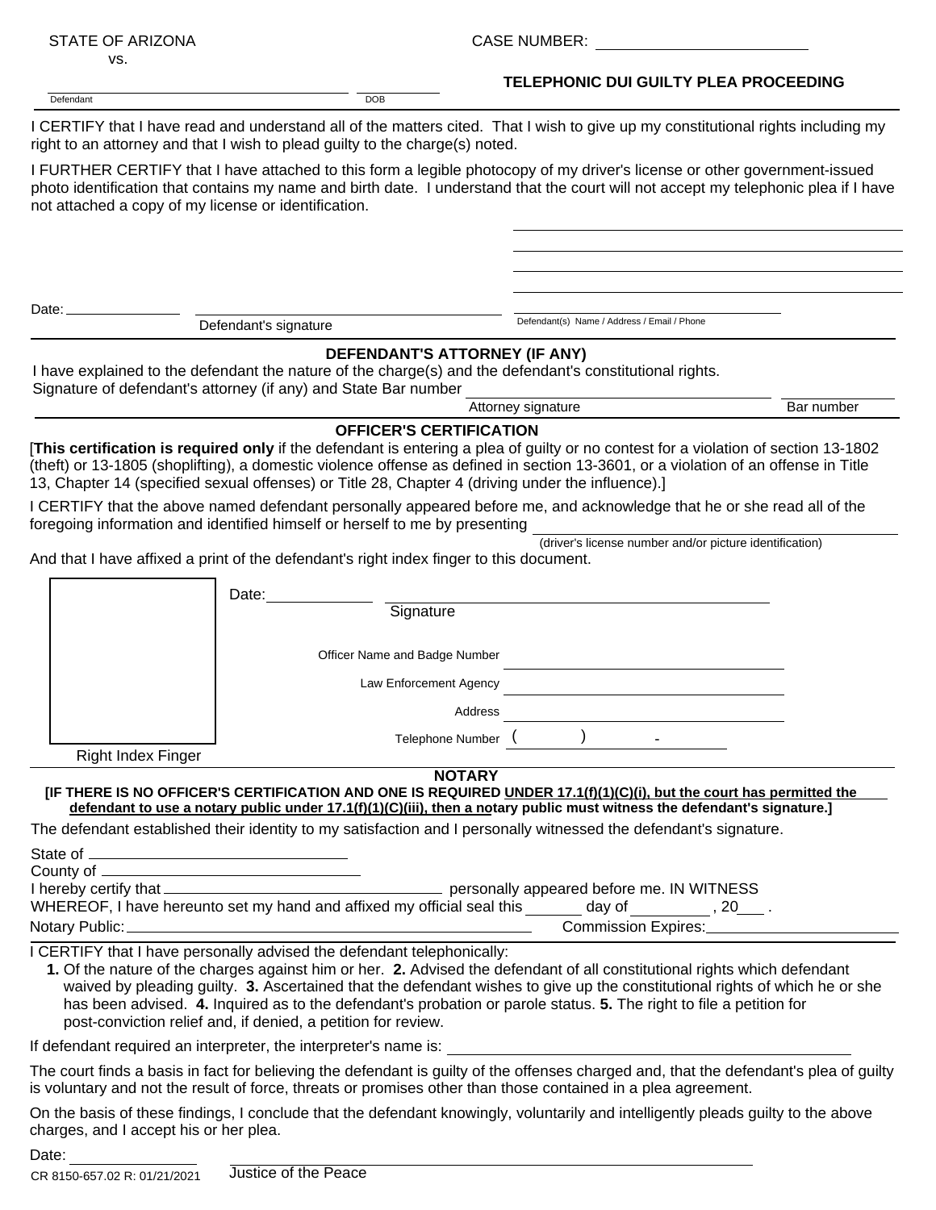STATE OF ARIZONA
vs.

CASE NUMBER: ______________________

______________________________ ____________
Defendant DOB

## TELEPHONIC DUI GUILTY PLEA PROCEEDING

I CERTIFY that I have read and understand all of the matters cited. That I wish to give up my constitutional rights including my right to an attorney and that I wish to plead guilty to the charge(s) noted.

I FURTHER CERTIFY that I have attached to this form a legible photocopy of my driver's license or other government-issued photo identification that contains my name and birth date. I understand that the court will not accept my telephonic plea if I have not attached a copy of my license or identification.

______________________________________
______________________________________
______________________________________
______________________________________

Date: ______________ ______________________________ ______________________________
Defendant's signature Defendant(s) Name / Address / Email / Phone

### DEFENDANT'S ATTORNEY (IF ANY)

I have explained to the defendant the nature of the charge(s) and the defendant's constitutional rights.
Signature of defendant's attorney (if any) and State Bar number ______________________________ ____________
Attorney signature Bar number

### OFFICER'S CERTIFICATION

[**This certification is required only** if the defendant is entering a plea of guilty or no contest for a violation of section 13-1802 (theft) or 13-1805 (shoplifting), a domestic violence offense as defined in section 13-3601, or a violation of an offense in Title 13, Chapter 14 (specified sexual offenses) or Title 28, Chapter 4 (driving under the influence).]

I CERTIFY that the above named defendant personally appeared before me, and acknowledge that he or she read all of the foregoing information and identified himself or herself to me by presenting ______________________________
(driver's license number and/or picture identification)

And that I have affixed a print of the defendant's right index finger to this document.

Right Index Finger

Date: ____________ ______________________________
Signature

Officer Name and Badge Number ______________________________

Law Enforcement Agency ______________________________

Address ______________________________

Telephone Number ( ) -

### NOTARY

**[IF THERE IS NO OFFICER'S CERTIFICATION AND ONE IS REQUIRED UNDER 17.1(f)(1)(C)(i), but the court has permitted the defendant to use a notary public under 17.1(f)(1)(C)(iii), then a notary public must witness the defendant's signature.]**

The defendant established their identity to my satisfaction and I personally witnessed the defendant's signature.

State of ______________________________
County of ______________________________
I hereby certify that ______________________________ personally appeared before me. IN WITNESS WHEREOF, I have hereunto set my hand and affixed my official seal this ______ day of ____________, 20___ .
Notary Public: ______________________________ Commission Expires: ______________________

I CERTIFY that I have personally advised the defendant telephonically:

**1.** Of the nature of the charges against him or her. **2.** Advised the defendant of all constitutional rights which defendant waived by pleading guilty. **3.** Ascertained that the defendant wishes to give up the constitutional rights of which he or she has been advised. **4.** Inquired as to the defendant's probation or parole status. **5.** The right to file a petition for post-conviction relief and, if denied, a petition for review.

If defendant required an interpreter, the interpreter's name is: ______________________________

The court finds a basis in fact for believing the defendant is guilty of the offenses charged and, that the defendant's plea of guilty is voluntary and not the result of force, threats or promises other than those contained in a plea agreement.

On the basis of these findings, I conclude that the defendant knowingly, voluntarily and intelligently pleads guilty to the above charges, and I accept his or her plea.

Date: ______________ ______________________________
Justice of the Peace

CR 8150-657.02 R: 01/21/2021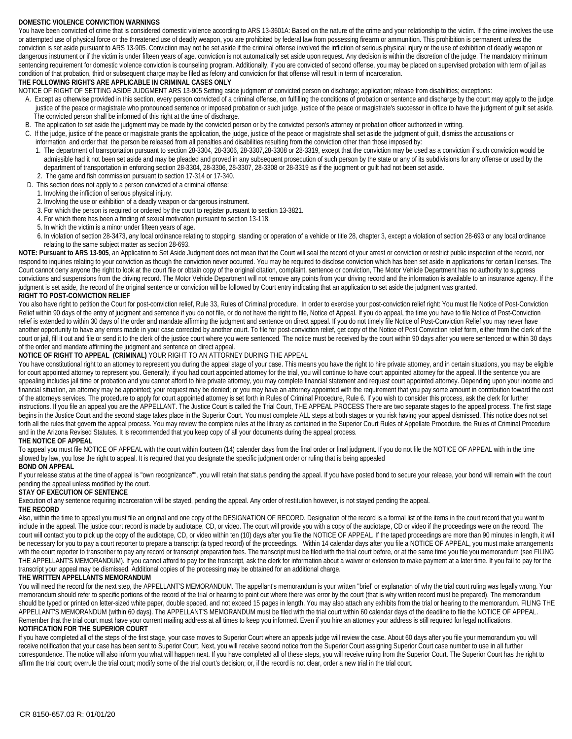**DOMESTIC VIOLENCE CONVICTION WARNINGS**

You have been convicted of crime that is considered domestic violence according to ARS 13-3601A: Based on the nature of the crime and your relationship to the victim. If the crime involves the use or attempted use of physical force or the threatened use of deadly weapon, you are prohibited by federal law from possessing firearm or ammunition. This prohibition is permanent unless the conviction is set aside pursuant to ARS 13-905. Conviction may not be set aside if the criminal offense involved the infliction of serious physical injury or the use of exhibition of deadly weapon or dangerous instrument or if the victim is under fifteen years of age. conviction is not automatically set aside upon request. Any decision is within the discretion of the judge. The mandatory minimum sentencing requirement for domestic violence conviction is counseling program. Additionally, if you are convicted of second offense, you may be placed on supervised probation with term of jail as condition of that probation, third or subsequent charge may be filed as felony and conviction for that offense will result in term of incarceration.

**THE FOLLOWING RIGHTS ARE APPLICABLE IN CRIMINAL CASES ONLY**

NOTICE OF RIGHT OF SETTING ASIDE JUDGMENT ARS 13-905 Setting aside judgment of convicted person on discharge; application; release from disabilities; exceptions:

A. Except as otherwise provided in this section, every person convicted of a criminal offense, on fulfilling the conditions of probation or sentence and discharge by the court may apply to the judge, justice of the peace or magistrate who pronounced sentence or imposed probation or such judge, justice of the peace or magistrate's successor in office to have the judgment of guilt set aside. The convicted person shall be informed of this right at the time of discharge.

B. The application to set aside the judgment may be made by the convicted person or by the convicted person's attorney or probation officer authorized in writing.

C. If the judge, justice of the peace or magistrate grants the application, the judge, justice of the peace or magistrate shall set aside the judgment of guilt, dismiss the accusations or information and order that the person be released from all penalties and disabilities resulting from the conviction other than those imposed by:
   1. The department of transportation pursuant to section 28-3304, 28-3306, 28-3307,28-3308 or 28-3319, except that the conviction may be used as a conviction if such conviction would be admissible had it not been set aside and may be pleaded and proved in any subsequent prosecution of such person by the state or any of its subdivisions for any offense or used by the department of transportation in enforcing section 28-3304, 28-3306, 28-3307, 28-3308 or 28-3319 as if the judgment or guilt had not been set aside.
   2. The game and fish commission pursuant to section 17-314 or 17-340.

D. This section does not apply to a person convicted of a criminal offense:
   1. Involving the infliction of serious physical injury.
   2. Involving the use or exhibition of a deadly weapon or dangerous instrument.
   3. For which the person is required or ordered by the court to register pursuant to section 13-3821.
   4. For which there has been a finding of sexual motivation pursuant to section 13-118.
   5. In which the victim is a minor under fifteen years of age.
   6. In violation of section 28-3473, any local ordinance relating to stopping, standing or operation of a vehicle or title 28, chapter 3, except a violation of section 28-693 or any local ordinance relating to the same subject matter as section 28-693.

**NOTE: Pursuant to ARS 13-905**, an Application to Set Aside Judgment does not mean that the Court will seal the record of your arrest or conviction or restrict public inspection of the record, nor respond to inquiries relating to your conviction as though the conviction never occurred. You may be required to disclose conviction which has been set aside in applications for certain licenses. The Court cannot deny anyone the right to look at the court file or obtain copy of the original citation, complaint. sentence or conviction, The Motor Vehicle Department has no authority to suppress convictions and suspensions from the driving record. The Motor Vehicle Department will not remove any points from your driving record and the information is available to an insurance agency. If the judgment is set aside, the record of the original sentence or conviction will be followed by Court entry indicating that an application to set aside the judgment was granted.

**RIGHT TO POST-CONVICTION RELIEF**

You also have right to petition the Court for post-conviction relief, Rule 33, Rules of Criminal procedure. In order to exercise your post-conviction relief right: You must file Notice of Post-Conviction Relief within 90 days of the entry of judgment and sentence if you do not file, or do not have the right to file, Notice of Appeal. If you do appeal, the time you have to file Notice of Post-Conviction relief is extended to within 30 days of the order and mandate affirming the judgment and sentence on direct appeal. If you do not timely file Notice of Post-Conviction Relief you may never have another opportunity to have any errors made in your case corrected by another court. To file for post-conviction relief, get copy of the Notice of Post Conviction relief form, either from the clerk of the court or jail, fill it out and file or send it to the clerk of the justice court where you were sentenced. The notice must be received by the court within 90 days after you were sentenced or within 30 days of the order and mandate affirming the judgment and sentence on direct appeal.

**NOTICE OF RIGHT TO APPEAL (CRIMINAL)** YOUR RIGHT TO AN ATTORNEY DURING THE APPEAL

You have constitutional right to an attorney to represent you during the appeal stage of your case. This means you have the right to hire private attorney, and in certain situations, you may be eligible for court appointed attorney to represent you. Generally, if you had court appointed attorney for the trial, you will continue to have court appointed attorney for the appeal. If the sentence you are appealing includes jail time or probation and you cannot afford to hire private attorney, you may complete financial statement and request court appointed attorney. Depending upon your income and financial situation, an attorney may be appointed; your request may be denied; or you may have an attorney appointed with the requirement that you pay some amount in contribution toward the cost of the attorneys services. The procedure to apply for court appointed attorney is set forth in Rules of Criminal Procedure, Rule 6. If you wish to consider this process, ask the clerk for further instructions. If you file an appeal you are the APPELLANT. The Justice Court is called the Trial Court, THE APPEAL PROCESS There are two separate stages to the appeal process. The first stage begins in the Justice Court and the second stage takes place in the Superior Court. You must complete ALL steps at both stages or you risk having your appeal dismissed. This notice does not set forth all the rules that govern the appeal process. You may review the complete rules at the library as contained in the Superior Court Rules of Appellate Procedure. the Rules of Criminal Procedure and in the Arizona Revised Statutes. It is recommended that you keep copy of all your documents during the appeal process.

**THE NOTICE OF APPEAL**

To appeal you must file NOTICE OF APPEAL with the court within fourteen (14) calender days from the final order or final judgment. If you do not file the NOTICE OF APPEAL with in the time allowed by law, you lose the right to appeal. It is required that you designate the specific judgment order or ruling that is being appealed

**BOND ON APPEAL**

If your release status at the time of appeal is "own recognizance"", you will retain that status pending the appeal. If you have posted bond to secure your release, your bond will remain with the court pending the appeal unless modified by the court.

**STAY OF EXECUTION OF SENTENCE**

Execution of any sentence requiring incarceration will be stayed, pending the appeal. Any order of restitution however, is not stayed pending the appeal.

**THE RECORD**

Also, within the time to appeal you must file an original and one copy of the DESIGNATION OF RECORD. Designation of the record is a formal list of the items in the court record that you want to include in the appeal. The justice court record is made by audiotape, CD, or video. The court will provide you with a copy of the audiotape, CD or video if the proceedings were on the record. The court will contact you to pick up the copy of the audiotape, CD, or video within ten (10) days after you file the NOTICE OF APPEAL. If the taped proceedings are more than 90 minutes in length, it will be necessary for you to pay a court reporter to prepare a transcript (a typed record) of the proceedings. Within 14 calendar days after you file a NOTICE OF APPEAL, you must make arrangements with the court reporter to transcriber to pay any record or transcript preparation fees. The transcript must be filed with the trial court before, or at the same time you file you memorandum (see FILING THE APPELLANT'S MEMORANDUM). If you cannot afford to pay for the transcript, ask the clerk for information about a waiver or extension to make payment at a later time. If you fail to pay for the transcript your appeal may be dismissed. Additional copies of the processing may be obtained for an additional charge.

**THE WRITTEN APPELLANTS MEMORANDUM**

You will need the record for the next step, the APPELLANT'S MEMORANDUM. The appellant's memorandum is your written "brief' or explanation of why the trial court ruling was legally wrong. Your memorandum should refer to specific portions of the record of the trial or hearing to point out where there was error by the court (that is why written record must be prepared). The memorandum should be typed or printed on letter-sized white paper, double spaced, and not exceed 15 pages in length. You may also attach any exhibits from the trial or hearing to the memorandum. FILING THE APPELLANT'S MEMORANDUM (within 60 days). The APPELLANT'S MEMORANDUM must be filed with the trial court within 60 calendar days of the deadline to file the NOTICE OF APPEAL. Remember that the trial court must have your current mailing address at all times to keep you informed. Even if you hire an attorney your address is still required for legal notifications.

**NOTIFICATION FOR THE SUPERIOR COURT**

If you have completed all of the steps of the first stage, your case moves to Superior Court where an appeals judge will review the case. About 60 days after you file your memorandum you will receive notification that your case has been sent to Superior Court. Next, you will receive second notice from the Superior Court assigning Superior Court case number to use in all further correspondence. The notice will also inform you what will happen next. If you have completed all of these steps, you will receive ruling from the Superior Court. The Superior Court has the right to affirm the trial court; overrule the trial court; modify some of the trial court's decision; or, if the record is not clear, order a new trial in the trial court.

CR 8150-657.03 R: 01/01/20